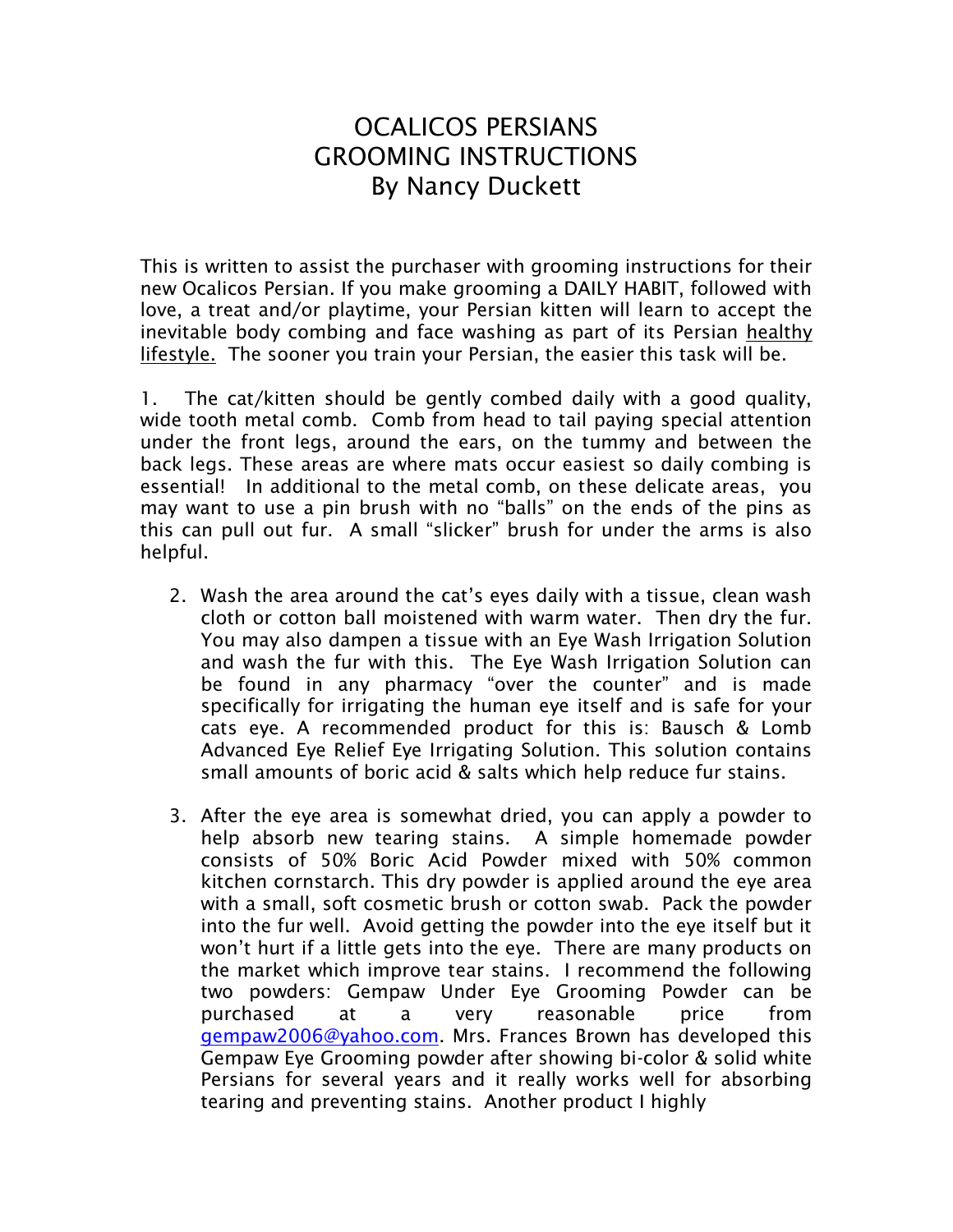# OCALICOS PERSIANS
# GROOMING INSTRUCTIONS
# By Nancy Duckett

This is written to assist the purchaser with grooming instructions for their new Ocalicos Persian. If you make grooming a DAILY HABIT, followed with love, a treat and/or playtime, your Persian kitten will learn to accept the inevitable body combing and face washing as part of its Persian <u>healthy lifestyle.</u> The sooner you train your Persian, the easier this task will be.

1. The cat/kitten should be gently combed daily with a good quality, wide tooth metal comb. Comb from head to tail paying special attention under the front legs, around the ears, on the tummy and between the back legs. These areas are where mats occur easiest so daily combing is essential! In additional to the metal comb, on these delicate areas, you may want to use a pin brush with no "balls" on the ends of the pins as this can pull out fur. A small "slicker" brush for under the arms is also helpful.

2. Wash the area around the cat's eyes daily with a tissue, clean wash cloth or cotton ball moistened with warm water. Then dry the fur. You may also dampen a tissue with an Eye Wash Irrigation Solution and wash the fur with this. The Eye Wash Irrigation Solution can be found in any pharmacy "over the counter" and is made specifically for irrigating the human eye itself and is safe for your cats eye. A recommended product for this is: Bausch & Lomb Advanced Eye Relief Eye Irrigating Solution. This solution contains small amounts of boric acid & salts which help reduce fur stains.

3. After the eye area is somewhat dried, you can apply a powder to help absorb new tearing stains. A simple homemade powder consists of 50% Boric Acid Powder mixed with 50% common kitchen cornstarch. This dry powder is applied around the eye area with a small, soft cosmetic brush or cotton swab. Pack the powder into the fur well. Avoid getting the powder into the eye itself but it won't hurt if a little gets into the eye. There are many products on the market which improve tear stains. I recommend the following two powders: Gempaw Under Eye Grooming Powder can be purchased at a very reasonable price from gempaw2006@yahoo.com. Mrs. Frances Brown has developed this Gempaw Eye Grooming powder after showing bi-color & solid white Persians for several years and it really works well for absorbing tearing and preventing stains. Another product I highly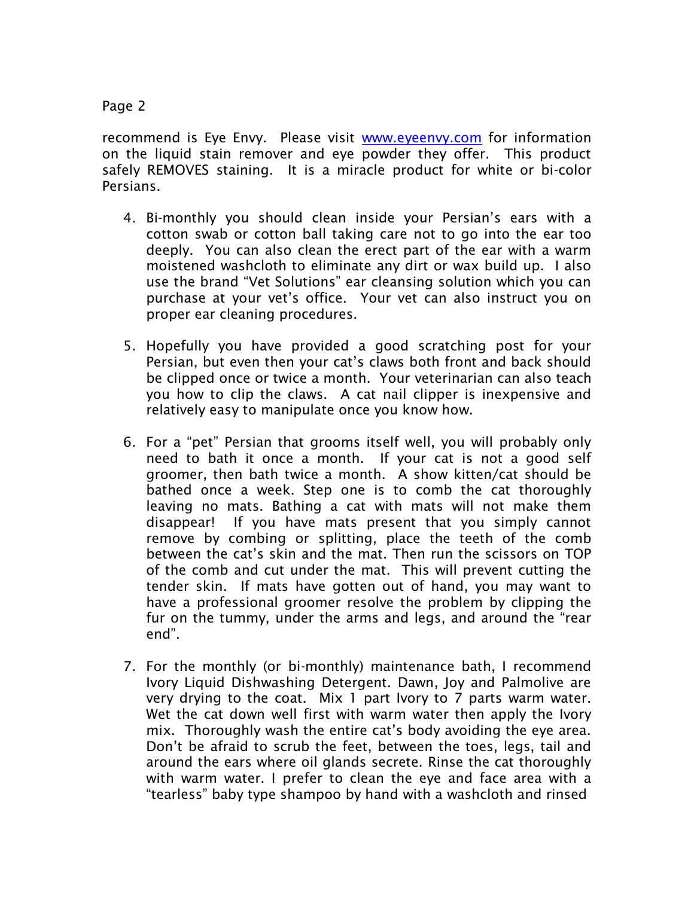recommend is Eye Envy. Please visit www.eyeenvy.com for information on the liquid stain remover and eye powder they offer. This product safely REMOVES staining. It is a miracle product for white or bi-color Persians.

4. Bi-monthly you should clean inside your Persian's ears with a cotton swab or cotton ball taking care not to go into the ear too deeply. You can also clean the erect part of the ear with a warm moistened washcloth to eliminate any dirt or wax build up. I also use the brand "Vet Solutions" ear cleansing solution which you can purchase at your vet's office. Your vet can also instruct you on proper ear cleaning procedures.

5. Hopefully you have provided a good scratching post for your Persian, but even then your cat's claws both front and back should be clipped once or twice a month. Your veterinarian can also teach you how to clip the claws. A cat nail clipper is inexpensive and relatively easy to manipulate once you know how.

6. For a "pet" Persian that grooms itself well, you will probably only need to bath it once a month. If your cat is not a good self groomer, then bath twice a month. A show kitten/cat should be bathed once a week. Step one is to comb the cat thoroughly leaving no mats. Bathing a cat with mats will not make them disappear! If you have mats present that you simply cannot remove by combing or splitting, place the teeth of the comb between the cat's skin and the mat. Then run the scissors on TOP of the comb and cut under the mat. This will prevent cutting the tender skin. If mats have gotten out of hand, you may want to have a professional groomer resolve the problem by clipping the fur on the tummy, under the arms and legs, and around the "rear end".

7. For the monthly (or bi-monthly) maintenance bath, I recommend Ivory Liquid Dishwashing Detergent. Dawn, Joy and Palmolive are very drying to the coat. Mix 1 part Ivory to 7 parts warm water. Wet the cat down well first with warm water then apply the Ivory mix. Thoroughly wash the entire cat's body avoiding the eye area. Don't be afraid to scrub the feet, between the toes, legs, tail and around the ears where oil glands secrete. Rinse the cat thoroughly with warm water. I prefer to clean the eye and face area with a "tearless" baby type shampoo by hand with a washcloth and rinsed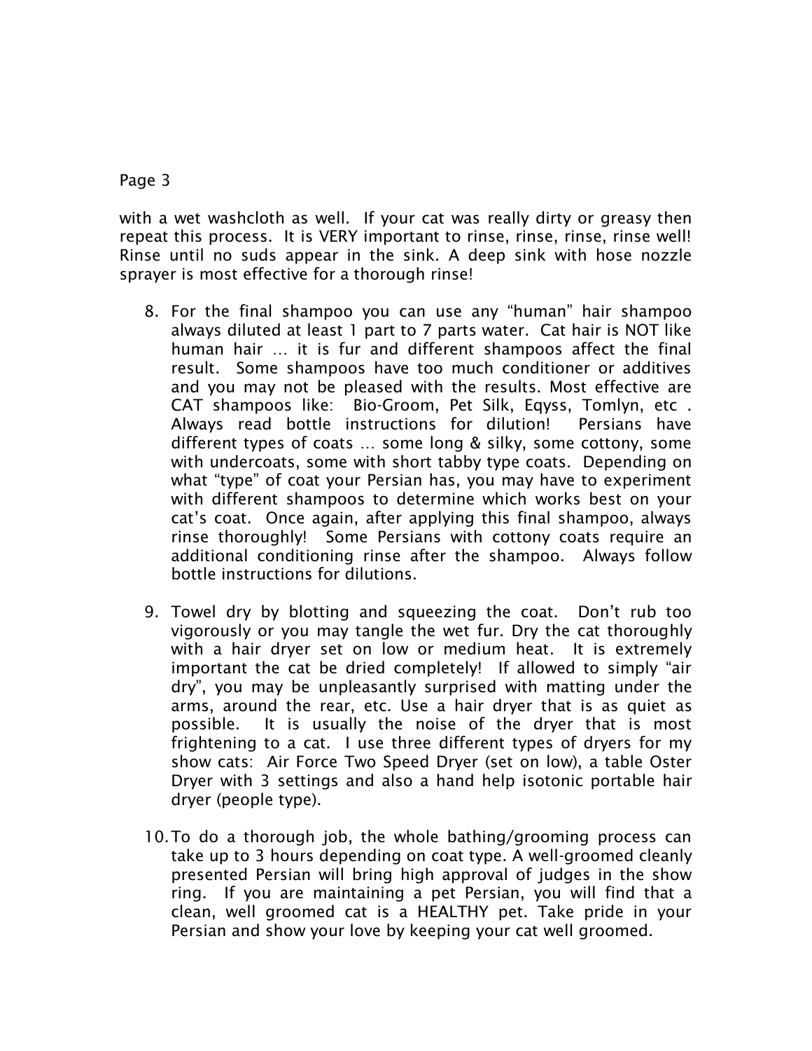with a wet washcloth as well. If your cat was really dirty or greasy then repeat this process. It is VERY important to rinse, rinse, rinse, rinse well! Rinse until no suds appear in the sink. A deep sink with hose nozzle sprayer is most effective for a thorough rinse!

8. For the final shampoo you can use any "human" hair shampoo always diluted at least 1 part to 7 parts water. Cat hair is NOT like human hair … it is fur and different shampoos affect the final result. Some shampoos have too much conditioner or additives and you may not be pleased with the results. Most effective are CAT shampoos like: Bio-Groom, Pet Silk, Eqyss, Tomlyn, etc . Always read bottle instructions for dilution! Persians have different types of coats … some long & silky, some cottony, some with undercoats, some with short tabby type coats. Depending on what "type" of coat your Persian has, you may have to experiment with different shampoos to determine which works best on your cat's coat. Once again, after applying this final shampoo, always rinse thoroughly! Some Persians with cottony coats require an additional conditioning rinse after the shampoo. Always follow bottle instructions for dilutions.

9. Towel dry by blotting and squeezing the coat. Don't rub too vigorously or you may tangle the wet fur. Dry the cat thoroughly with a hair dryer set on low or medium heat. It is extremely important the cat be dried completely! If allowed to simply "air dry", you may be unpleasantly surprised with matting under the arms, around the rear, etc. Use a hair dryer that is as quiet as possible. It is usually the noise of the dryer that is most frightening to a cat. I use three different types of dryers for my show cats: Air Force Two Speed Dryer (set on low), a table Oster Dryer with 3 settings and also a hand help isotonic portable hair dryer (people type).

10. To do a thorough job, the whole bathing/grooming process can take up to 3 hours depending on coat type. A well-groomed cleanly presented Persian will bring high approval of judges in the show ring. If you are maintaining a pet Persian, you will find that a clean, well groomed cat is a HEALTHY pet. Take pride in your Persian and show your love by keeping your cat well groomed.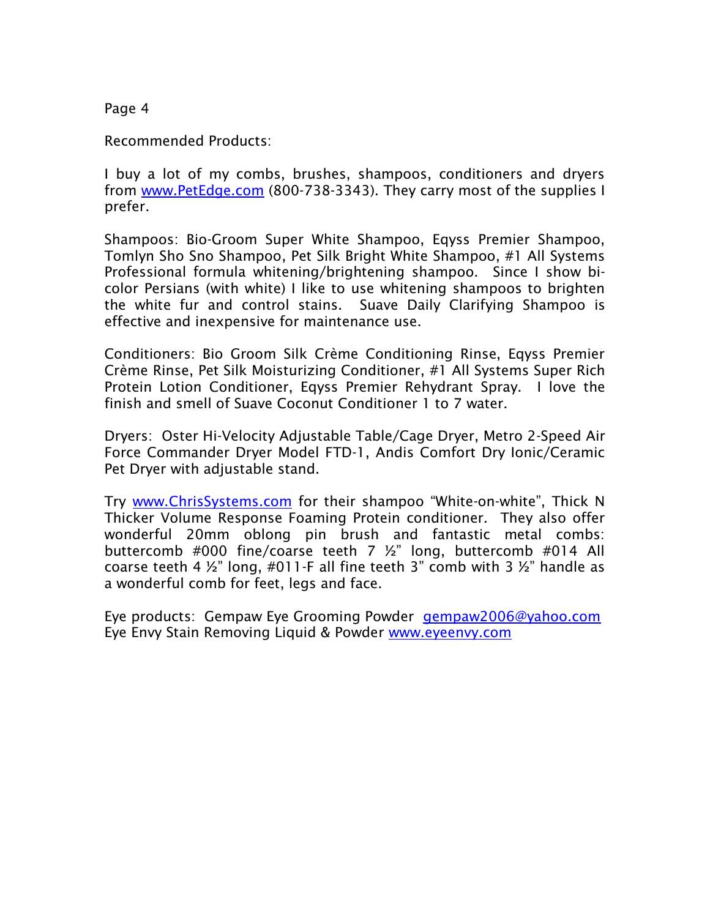Recommended Products:

I buy a lot of my combs, brushes, shampoos, conditioners and dryers from www.PetEdge.com (800-738-3343). They carry most of the supplies I prefer.

Shampoos: Bio-Groom Super White Shampoo, Eqyss Premier Shampoo, Tomlyn Sho Sno Shampoo, Pet Silk Bright White Shampoo, #1 All Systems Professional formula whitening/brightening shampoo. Since I show bi-color Persians (with white) I like to use whitening shampoos to brighten the white fur and control stains. Suave Daily Clarifying Shampoo is effective and inexpensive for maintenance use.

Conditioners: Bio Groom Silk Crème Conditioning Rinse, Eqyss Premier Crème Rinse, Pet Silk Moisturizing Conditioner, #1 All Systems Super Rich Protein Lotion Conditioner, Eqyss Premier Rehydrant Spray. I love the finish and smell of Suave Coconut Conditioner 1 to 7 water.

Dryers: Oster Hi-Velocity Adjustable Table/Cage Dryer, Metro 2-Speed Air Force Commander Dryer Model FTD-1, Andis Comfort Dry Ionic/Ceramic Pet Dryer with adjustable stand.

Try www.ChrisSystems.com for their shampoo "White-on-white", Thick N Thicker Volume Response Foaming Protein conditioner. They also offer wonderful 20mm oblong pin brush and fantastic metal combs: buttercomb #000 fine/coarse teeth 7 ½" long, buttercomb #014 All coarse teeth 4 ½" long, #011-F all fine teeth 3" comb with 3 ½" handle as a wonderful comb for feet, legs and face.

Eye products: Gempaw Eye Grooming Powder gempaw2006@yahoo.com
Eye Envy Stain Removing Liquid & Powder www.eyeenvy.com